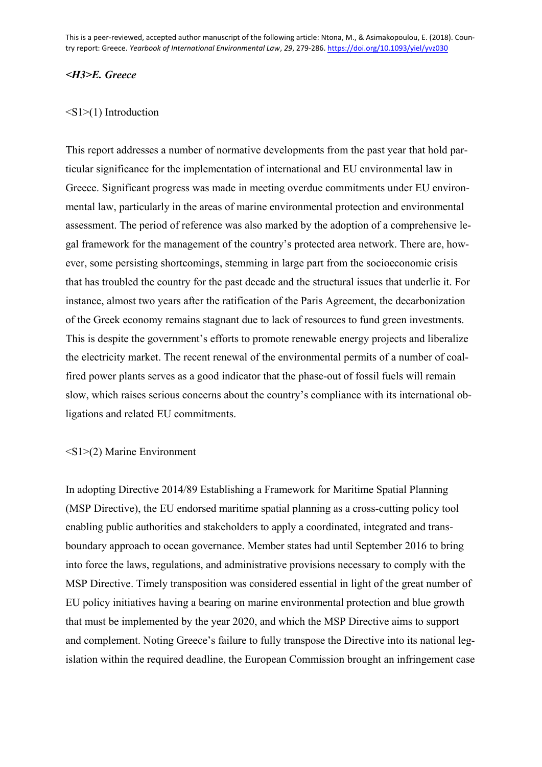This is a peer-reviewed, accepted author manuscript of the following article: Ntona, M., & Asimakopoulou, E. (2018). Country report: Greece. *Yearbook of International Environmental Law*, *29*, 279-286. https://doi.org/10.1093/yiel/yvz030

***<H3>E. Greece***

<S1>(1) Introduction

This report addresses a number of normative developments from the past year that hold particular significance for the implementation of international and EU environmental law in Greece. Significant progress was made in meeting overdue commitments under EU environmental law, particularly in the areas of marine environmental protection and environmental assessment. The period of reference was also marked by the adoption of a comprehensive legal framework for the management of the country's protected area network. There are, however, some persisting shortcomings, stemming in large part from the socioeconomic crisis that has troubled the country for the past decade and the structural issues that underlie it. For instance, almost two years after the ratification of the Paris Agreement, the decarbonization of the Greek economy remains stagnant due to lack of resources to fund green investments. This is despite the government's efforts to promote renewable energy projects and liberalize the electricity market. The recent renewal of the environmental permits of a number of coal-fired power plants serves as a good indicator that the phase-out of fossil fuels will remain slow, which raises serious concerns about the country's compliance with its international obligations and related EU commitments.

<S1>(2) Marine Environment

In adopting Directive 2014/89 Establishing a Framework for Maritime Spatial Planning (MSP Directive), the EU endorsed maritime spatial planning as a cross-cutting policy tool enabling public authorities and stakeholders to apply a coordinated, integrated and trans-boundary approach to ocean governance. Member states had until September 2016 to bring into force the laws, regulations, and administrative provisions necessary to comply with the MSP Directive. Timely transposition was considered essential in light of the great number of EU policy initiatives having a bearing on marine environmental protection and blue growth that must be implemented by the year 2020, and which the MSP Directive aims to support and complement. Noting Greece's failure to fully transpose the Directive into its national legislation within the required deadline, the European Commission brought an infringement case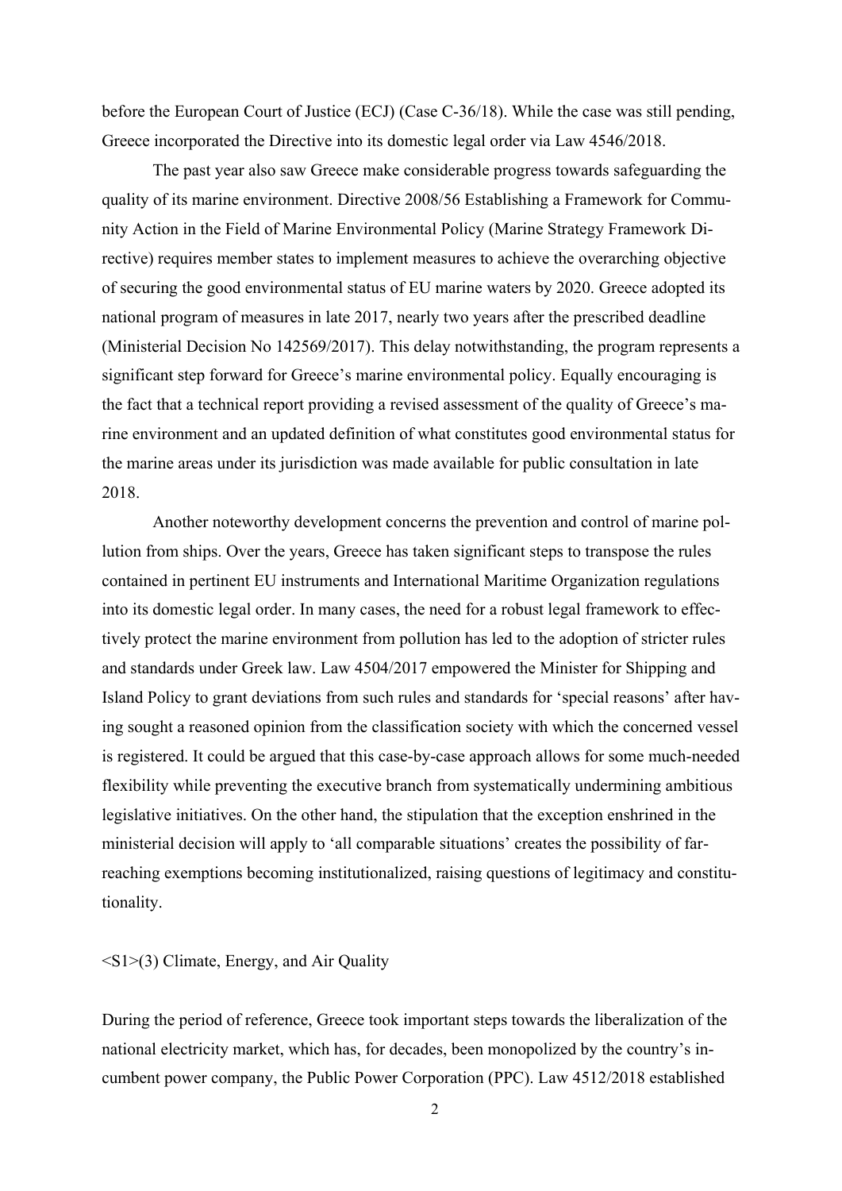before the European Court of Justice (ECJ) (Case C-36/18). While the case was still pending, Greece incorporated the Directive into its domestic legal order via Law 4546/2018.

The past year also saw Greece make considerable progress towards safeguarding the quality of its marine environment. Directive 2008/56 Establishing a Framework for Community Action in the Field of Marine Environmental Policy (Marine Strategy Framework Directive) requires member states to implement measures to achieve the overarching objective of securing the good environmental status of EU marine waters by 2020. Greece adopted its national program of measures in late 2017, nearly two years after the prescribed deadline (Ministerial Decision No 142569/2017). This delay notwithstanding, the program represents a significant step forward for Greece's marine environmental policy. Equally encouraging is the fact that a technical report providing a revised assessment of the quality of Greece's marine environment and an updated definition of what constitutes good environmental status for the marine areas under its jurisdiction was made available for public consultation in late 2018.

Another noteworthy development concerns the prevention and control of marine pollution from ships. Over the years, Greece has taken significant steps to transpose the rules contained in pertinent EU instruments and International Maritime Organization regulations into its domestic legal order. In many cases, the need for a robust legal framework to effectively protect the marine environment from pollution has led to the adoption of stricter rules and standards under Greek law. Law 4504/2017 empowered the Minister for Shipping and Island Policy to grant deviations from such rules and standards for 'special reasons' after having sought a reasoned opinion from the classification society with which the concerned vessel is registered. It could be argued that this case-by-case approach allows for some much-needed flexibility while preventing the executive branch from systematically undermining ambitious legislative initiatives. On the other hand, the stipulation that the exception enshrined in the ministerial decision will apply to 'all comparable situations' creates the possibility of far-reaching exemptions becoming institutionalized, raising questions of legitimacy and constitutionality.

## (3) Climate, Energy, and Air Quality

During the period of reference, Greece took important steps towards the liberalization of the national electricity market, which has, for decades, been monopolized by the country's incumbent power company, the Public Power Corporation (PPC). Law 4512/2018 established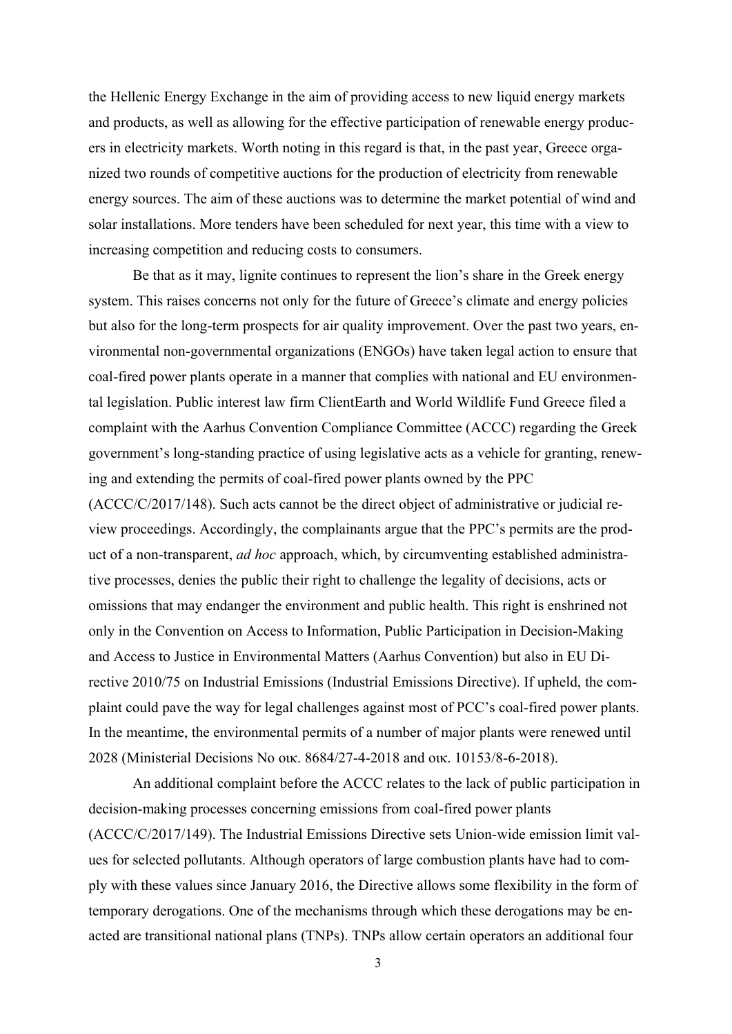the Hellenic Energy Exchange in the aim of providing access to new liquid energy markets and products, as well as allowing for the effective participation of renewable energy producers in electricity markets. Worth noting in this regard is that, in the past year, Greece organized two rounds of competitive auctions for the production of electricity from renewable energy sources. The aim of these auctions was to determine the market potential of wind and solar installations. More tenders have been scheduled for next year, this time with a view to increasing competition and reducing costs to consumers.

Be that as it may, lignite continues to represent the lion's share in the Greek energy system. This raises concerns not only for the future of Greece's climate and energy policies but also for the long-term prospects for air quality improvement. Over the past two years, environmental non-governmental organizations (ENGOs) have taken legal action to ensure that coal-fired power plants operate in a manner that complies with national and EU environmental legislation. Public interest law firm ClientEarth and World Wildlife Fund Greece filed a complaint with the Aarhus Convention Compliance Committee (ACCC) regarding the Greek government's long-standing practice of using legislative acts as a vehicle for granting, renewing and extending the permits of coal-fired power plants owned by the PPC (ACCC/C/2017/148). Such acts cannot be the direct object of administrative or judicial review proceedings. Accordingly, the complainants argue that the PPC's permits are the product of a non-transparent, *ad hoc* approach, which, by circumventing established administrative processes, denies the public their right to challenge the legality of decisions, acts or omissions that may endanger the environment and public health. This right is enshrined not only in the Convention on Access to Information, Public Participation in Decision-Making and Access to Justice in Environmental Matters (Aarhus Convention) but also in EU Directive 2010/75 on Industrial Emissions (Industrial Emissions Directive). If upheld, the complaint could pave the way for legal challenges against most of PCC's coal-fired power plants. In the meantime, the environmental permits of a number of major plants were renewed until 2028 (Ministerial Decisions No οικ. 8684/27-4-2018 and οικ. 10153/8-6-2018).

An additional complaint before the ACCC relates to the lack of public participation in decision-making processes concerning emissions from coal-fired power plants (ACCC/C/2017/149). The Industrial Emissions Directive sets Union-wide emission limit values for selected pollutants. Although operators of large combustion plants have had to comply with these values since January 2016, the Directive allows some flexibility in the form of temporary derogations. One of the mechanisms through which these derogations may be enacted are transitional national plans (TNPs). TNPs allow certain operators an additional four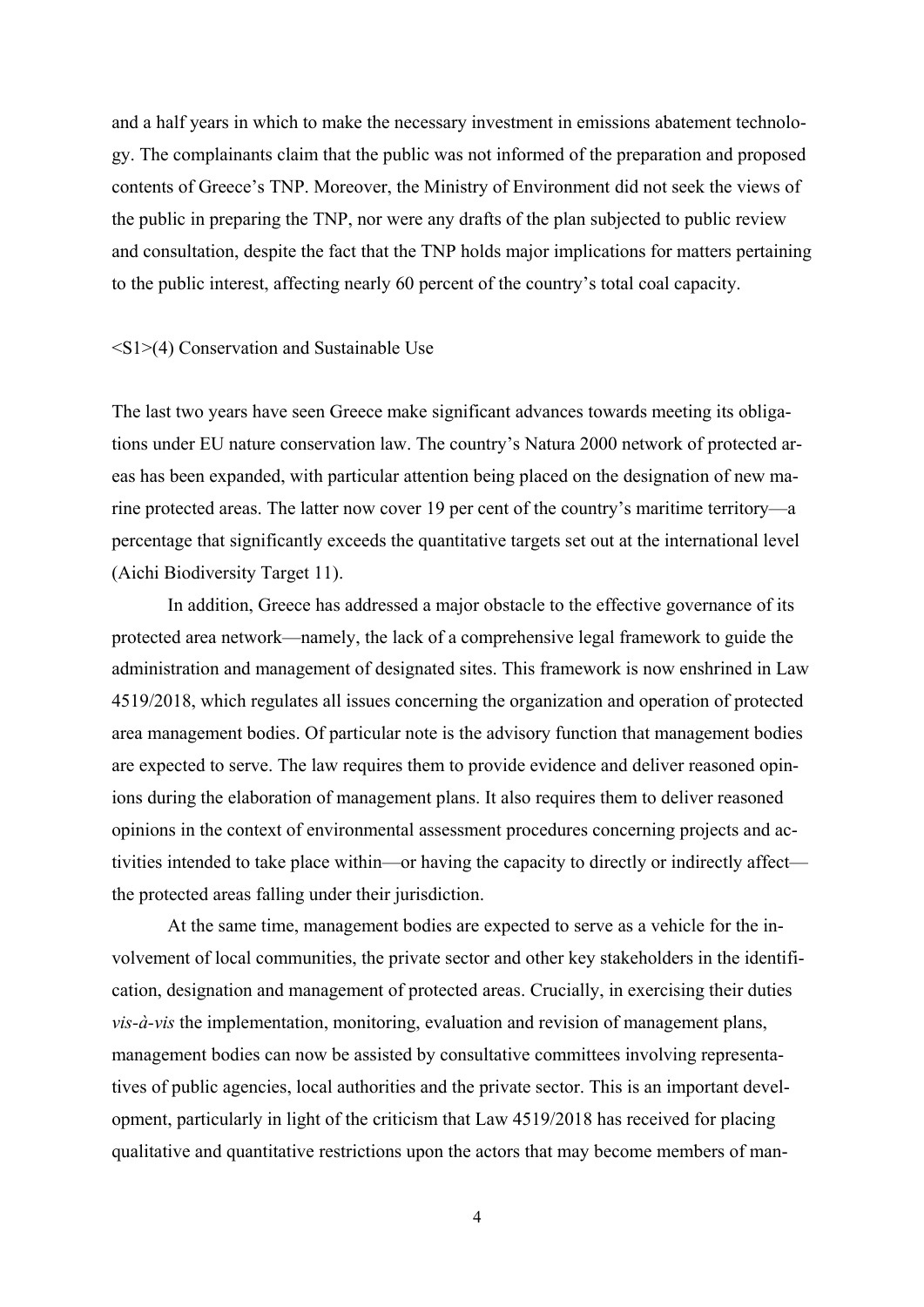and a half years in which to make the necessary investment in emissions abatement technology. The complainants claim that the public was not informed of the preparation and proposed contents of Greece's TNP. Moreover, the Ministry of Environment did not seek the views of the public in preparing the TNP, nor were any drafts of the plan subjected to public review and consultation, despite the fact that the TNP holds major implications for matters pertaining to the public interest, affecting nearly 60 percent of the country's total coal capacity.

<S1>(4) Conservation and Sustainable Use

The last two years have seen Greece make significant advances towards meeting its obligations under EU nature conservation law. The country's Natura 2000 network of protected areas has been expanded, with particular attention being placed on the designation of new marine protected areas. The latter now cover 19 per cent of the country's maritime territory—a percentage that significantly exceeds the quantitative targets set out at the international level (Aichi Biodiversity Target 11).

In addition, Greece has addressed a major obstacle to the effective governance of its protected area network—namely, the lack of a comprehensive legal framework to guide the administration and management of designated sites. This framework is now enshrined in Law 4519/2018, which regulates all issues concerning the organization and operation of protected area management bodies. Of particular note is the advisory function that management bodies are expected to serve. The law requires them to provide evidence and deliver reasoned opinions during the elaboration of management plans. It also requires them to deliver reasoned opinions in the context of environmental assessment procedures concerning projects and activities intended to take place within—or having the capacity to directly or indirectly affect—the protected areas falling under their jurisdiction.

At the same time, management bodies are expected to serve as a vehicle for the involvement of local communities, the private sector and other key stakeholders in the identification, designation and management of protected areas. Crucially, in exercising their duties *vis-à-vis* the implementation, monitoring, evaluation and revision of management plans, management bodies can now be assisted by consultative committees involving representatives of public agencies, local authorities and the private sector. This is an important development, particularly in light of the criticism that Law 4519/2018 has received for placing qualitative and quantitative restrictions upon the actors that may become members of man-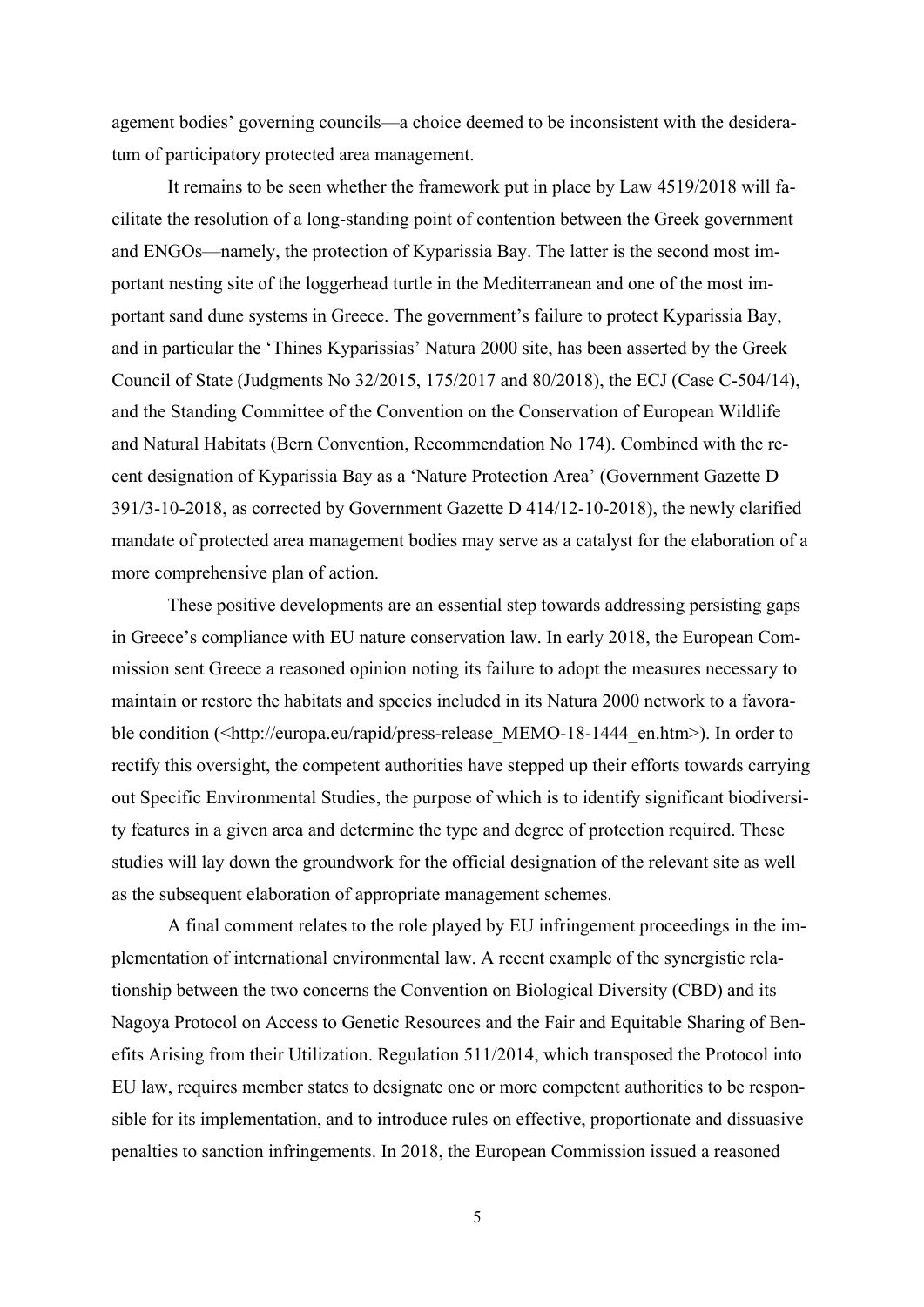agement bodies' governing councils—a choice deemed to be inconsistent with the desideratum of participatory protected area management.

It remains to be seen whether the framework put in place by Law 4519/2018 will facilitate the resolution of a long-standing point of contention between the Greek government and ENGOs—namely, the protection of Kyparissia Bay. The latter is the second most important nesting site of the loggerhead turtle in the Mediterranean and one of the most important sand dune systems in Greece. The government's failure to protect Kyparissia Bay, and in particular the 'Thines Kyparissias' Natura 2000 site, has been asserted by the Greek Council of State (Judgments No 32/2015, 175/2017 and 80/2018), the ECJ (Case C-504/14), and the Standing Committee of the Convention on the Conservation of European Wildlife and Natural Habitats (Bern Convention, Recommendation No 174). Combined with the recent designation of Kyparissia Bay as a 'Nature Protection Area' (Government Gazette D 391/3-10-2018, as corrected by Government Gazette D 414/12-10-2018), the newly clarified mandate of protected area management bodies may serve as a catalyst for the elaboration of a more comprehensive plan of action.

These positive developments are an essential step towards addressing persisting gaps in Greece's compliance with EU nature conservation law. In early 2018, the European Commission sent Greece a reasoned opinion noting its failure to adopt the measures necessary to maintain or restore the habitats and species included in its Natura 2000 network to a favorable condition (<http://europa.eu/rapid/press-release_MEMO-18-1444_en.htm>). In order to rectify this oversight, the competent authorities have stepped up their efforts towards carrying out Specific Environmental Studies, the purpose of which is to identify significant biodiversity features in a given area and determine the type and degree of protection required. These studies will lay down the groundwork for the official designation of the relevant site as well as the subsequent elaboration of appropriate management schemes.

A final comment relates to the role played by EU infringement proceedings in the implementation of international environmental law. A recent example of the synergistic relationship between the two concerns the Convention on Biological Diversity (CBD) and its Nagoya Protocol on Access to Genetic Resources and the Fair and Equitable Sharing of Benefits Arising from their Utilization. Regulation 511/2014, which transposed the Protocol into EU law, requires member states to designate one or more competent authorities to be responsible for its implementation, and to introduce rules on effective, proportionate and dissuasive penalties to sanction infringements. In 2018, the European Commission issued a reasoned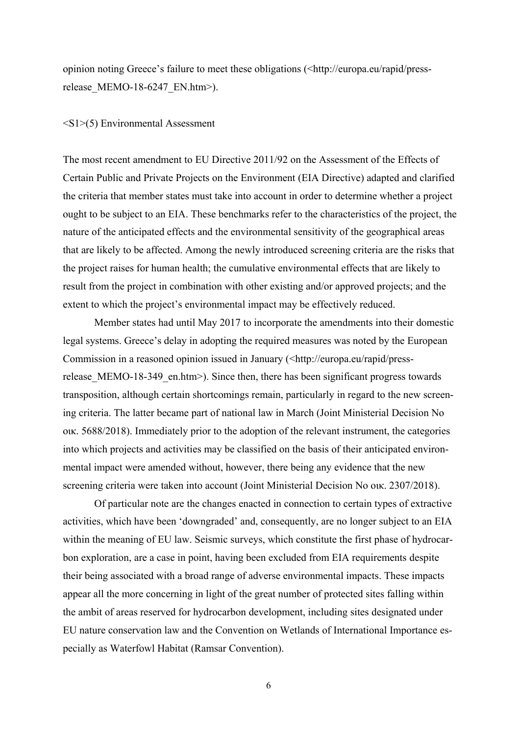opinion noting Greece's failure to meet these obligations (<http://europa.eu/rapid/press-release_MEMO-18-6247_EN.htm>).

<S1>(5) Environmental Assessment

The most recent amendment to EU Directive 2011/92 on the Assessment of the Effects of Certain Public and Private Projects on the Environment (EIA Directive) adapted and clarified the criteria that member states must take into account in order to determine whether a project ought to be subject to an EIA. These benchmarks refer to the characteristics of the project, the nature of the anticipated effects and the environmental sensitivity of the geographical areas that are likely to be affected. Among the newly introduced screening criteria are the risks that the project raises for human health; the cumulative environmental effects that are likely to result from the project in combination with other existing and/or approved projects; and the extent to which the project's environmental impact may be effectively reduced.

Member states had until May 2017 to incorporate the amendments into their domestic legal systems. Greece's delay in adopting the required measures was noted by the European Commission in a reasoned opinion issued in January (<http://europa.eu/rapid/press-release_MEMO-18-349_en.htm>). Since then, there has been significant progress towards transposition, although certain shortcomings remain, particularly in regard to the new screening criteria. The latter became part of national law in March (Joint Ministerial Decision No οικ. 5688/2018). Immediately prior to the adoption of the relevant instrument, the categories into which projects and activities may be classified on the basis of their anticipated environmental impact were amended without, however, there being any evidence that the new screening criteria were taken into account (Joint Ministerial Decision No οικ. 2307/2018).

Of particular note are the changes enacted in connection to certain types of extractive activities, which have been 'downgraded' and, consequently, are no longer subject to an EIA within the meaning of EU law. Seismic surveys, which constitute the first phase of hydrocarbon exploration, are a case in point, having been excluded from EIA requirements despite their being associated with a broad range of adverse environmental impacts. These impacts appear all the more concerning in light of the great number of protected sites falling within the ambit of areas reserved for hydrocarbon development, including sites designated under EU nature conservation law and the Convention on Wetlands of International Importance especially as Waterfowl Habitat (Ramsar Convention).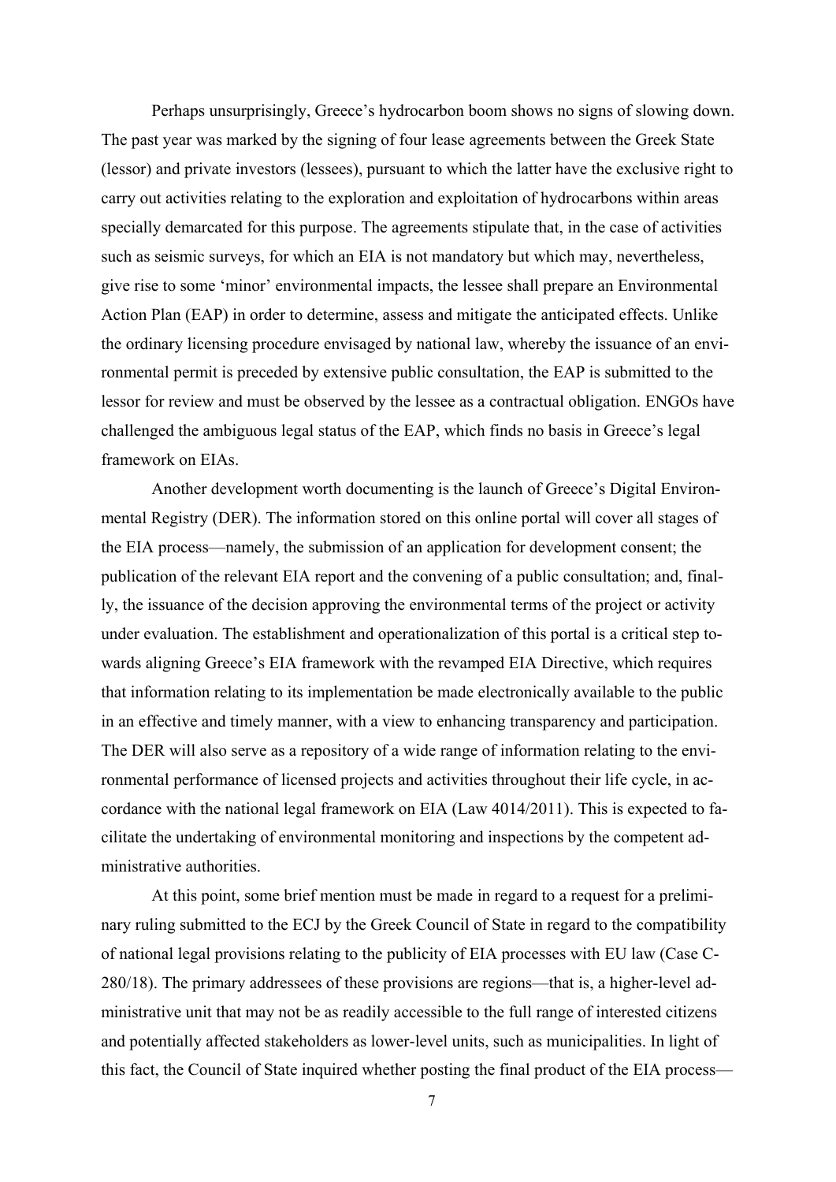Perhaps unsurprisingly, Greece's hydrocarbon boom shows no signs of slowing down. The past year was marked by the signing of four lease agreements between the Greek State (lessor) and private investors (lessees), pursuant to which the latter have the exclusive right to carry out activities relating to the exploration and exploitation of hydrocarbons within areas specially demarcated for this purpose. The agreements stipulate that, in the case of activities such as seismic surveys, for which an EIA is not mandatory but which may, nevertheless, give rise to some 'minor' environmental impacts, the lessee shall prepare an Environmental Action Plan (EAP) in order to determine, assess and mitigate the anticipated effects. Unlike the ordinary licensing procedure envisaged by national law, whereby the issuance of an environmental permit is preceded by extensive public consultation, the EAP is submitted to the lessor for review and must be observed by the lessee as a contractual obligation. ENGOs have challenged the ambiguous legal status of the EAP, which finds no basis in Greece's legal framework on EIAs.

Another development worth documenting is the launch of Greece's Digital Environmental Registry (DER). The information stored on this online portal will cover all stages of the EIA process—namely, the submission of an application for development consent; the publication of the relevant EIA report and the convening of a public consultation; and, finally, the issuance of the decision approving the environmental terms of the project or activity under evaluation. The establishment and operationalization of this portal is a critical step towards aligning Greece's EIA framework with the revamped EIA Directive, which requires that information relating to its implementation be made electronically available to the public in an effective and timely manner, with a view to enhancing transparency and participation. The DER will also serve as a repository of a wide range of information relating to the environmental performance of licensed projects and activities throughout their life cycle, in accordance with the national legal framework on EIA (Law 4014/2011). This is expected to facilitate the undertaking of environmental monitoring and inspections by the competent administrative authorities.

At this point, some brief mention must be made in regard to a request for a preliminary ruling submitted to the ECJ by the Greek Council of State in regard to the compatibility of national legal provisions relating to the publicity of EIA processes with EU law (Case C-280/18). The primary addressees of these provisions are regions—that is, a higher-level administrative unit that may not be as readily accessible to the full range of interested citizens and potentially affected stakeholders as lower-level units, such as municipalities. In light of this fact, the Council of State inquired whether posting the final product of the EIA process—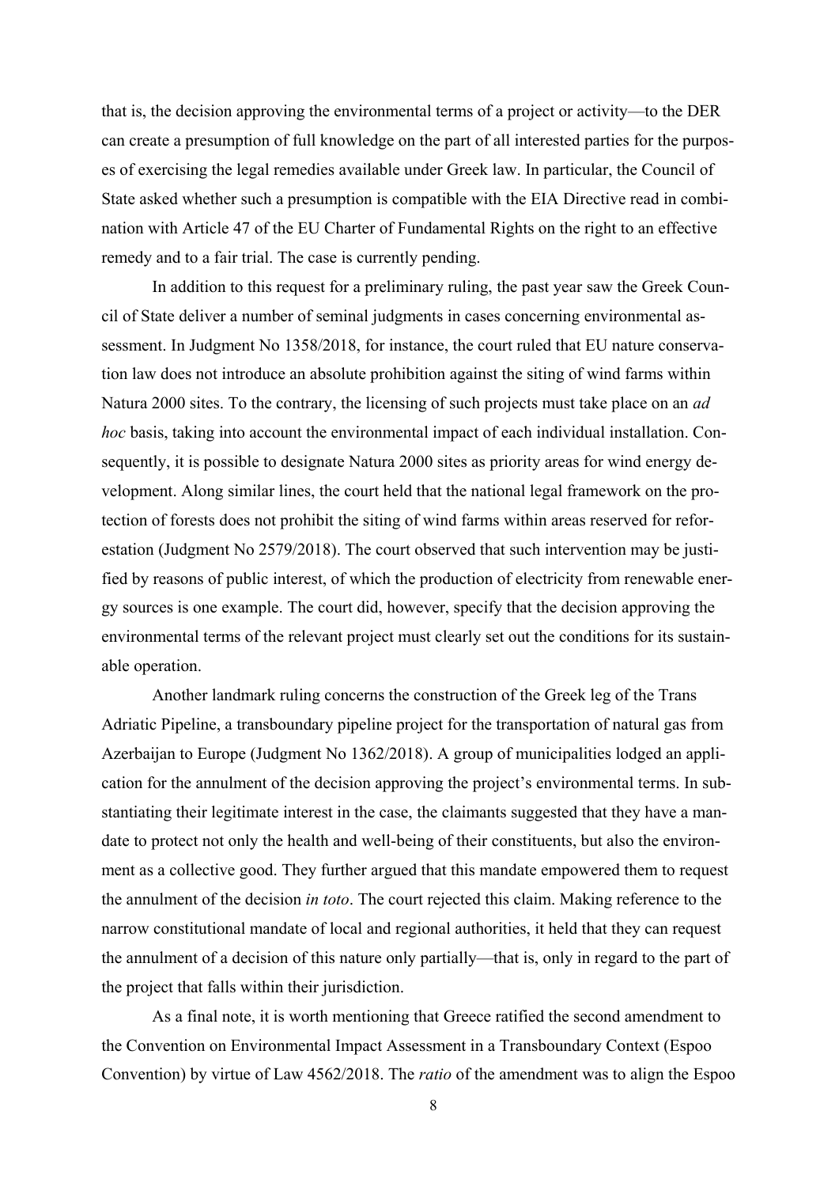that is, the decision approving the environmental terms of a project or activity—to the DER can create a presumption of full knowledge on the part of all interested parties for the purposes of exercising the legal remedies available under Greek law. In particular, the Council of State asked whether such a presumption is compatible with the EIA Directive read in combination with Article 47 of the EU Charter of Fundamental Rights on the right to an effective remedy and to a fair trial. The case is currently pending.

In addition to this request for a preliminary ruling, the past year saw the Greek Council of State deliver a number of seminal judgments in cases concerning environmental assessment. In Judgment No 1358/2018, for instance, the court ruled that EU nature conservation law does not introduce an absolute prohibition against the siting of wind farms within Natura 2000 sites. To the contrary, the licensing of such projects must take place on an *ad hoc* basis, taking into account the environmental impact of each individual installation. Consequently, it is possible to designate Natura 2000 sites as priority areas for wind energy development. Along similar lines, the court held that the national legal framework on the protection of forests does not prohibit the siting of wind farms within areas reserved for reforestation (Judgment No 2579/2018). The court observed that such intervention may be justified by reasons of public interest, of which the production of electricity from renewable energy sources is one example. The court did, however, specify that the decision approving the environmental terms of the relevant project must clearly set out the conditions for its sustainable operation.

Another landmark ruling concerns the construction of the Greek leg of the Trans Adriatic Pipeline, a transboundary pipeline project for the transportation of natural gas from Azerbaijan to Europe (Judgment No 1362/2018). A group of municipalities lodged an application for the annulment of the decision approving the project's environmental terms. In substantiating their legitimate interest in the case, the claimants suggested that they have a mandate to protect not only the health and well-being of their constituents, but also the environment as a collective good. They further argued that this mandate empowered them to request the annulment of the decision *in toto*. The court rejected this claim. Making reference to the narrow constitutional mandate of local and regional authorities, it held that they can request the annulment of a decision of this nature only partially—that is, only in regard to the part of the project that falls within their jurisdiction.

As a final note, it is worth mentioning that Greece ratified the second amendment to the Convention on Environmental Impact Assessment in a Transboundary Context (Espoo Convention) by virtue of Law 4562/2018. The *ratio* of the amendment was to align the Espoo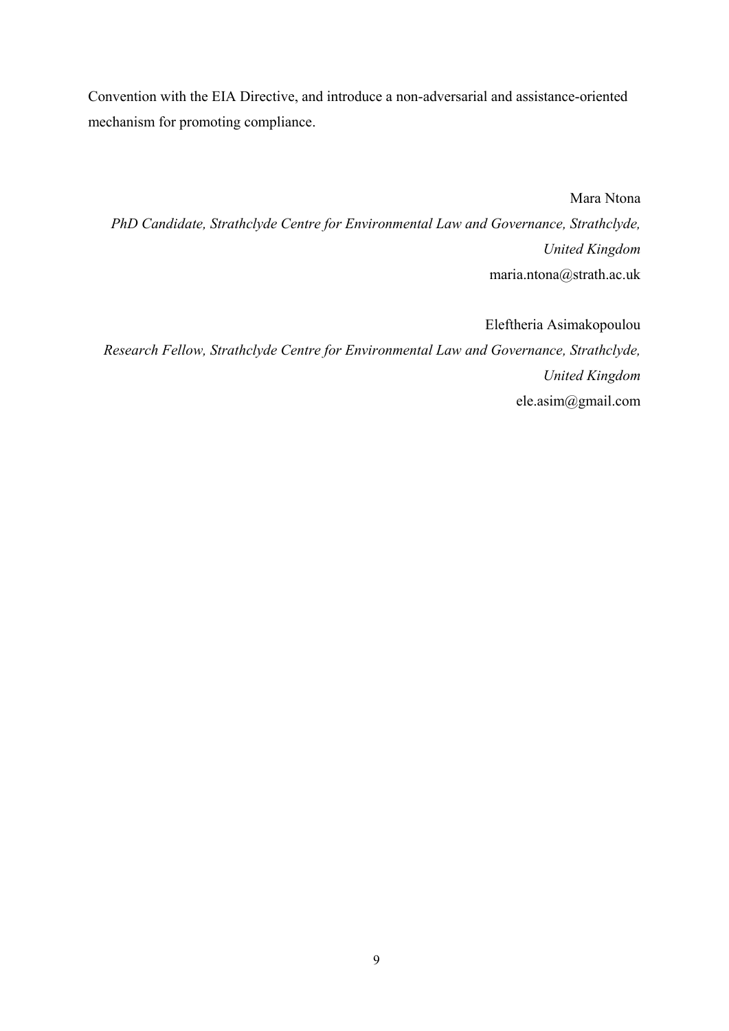Convention with the EIA Directive, and introduce a non-adversarial and assistance-oriented mechanism for promoting compliance.

Mara Ntona

*PhD Candidate, Strathclyde Centre for Environmental Law and Governance, Strathclyde, United Kingdom*

maria.ntona@strath.ac.uk

Eleftheria Asimakopoulou

*Research Fellow, Strathclyde Centre for Environmental Law and Governance, Strathclyde, United Kingdom*

ele.asim@gmail.com